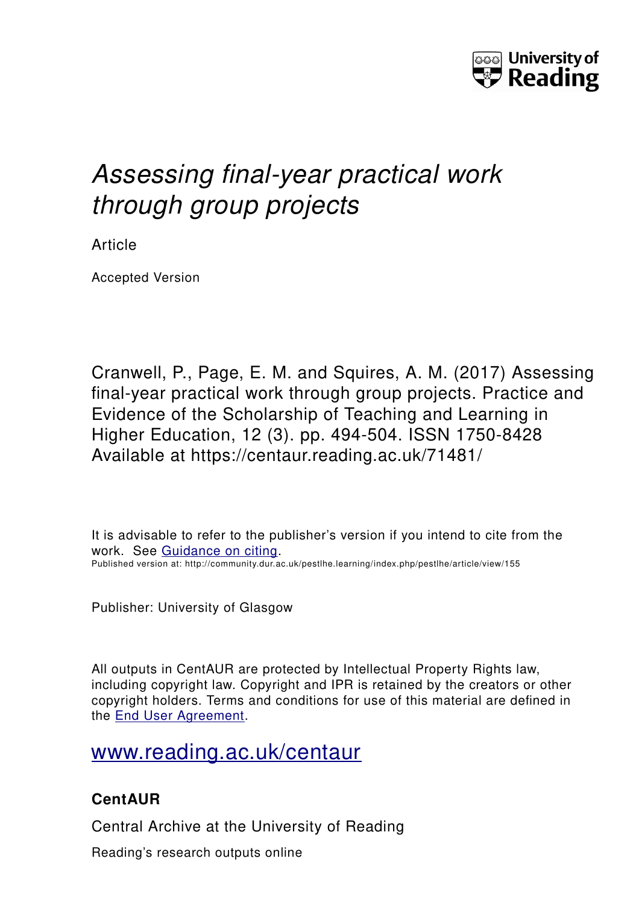University of Reading

# *Assessing final-year practical work through group projects*

Article

Accepted Version

Cranwell, P., Page, E. M. and Squires, A. M. (2017) Assessing final-year practical work through group projects. Practice and Evidence of the Scholarship of Teaching and Learning in Higher Education, 12 (3). pp. 494-504. ISSN 1750-8428 Available at https://centaur.reading.ac.uk/71481/

It is advisable to refer to the publisher's version if you intend to cite from the work. See [Guidance on citing](#).

Published version at: http://community.dur.ac.uk/pestlhe.learning/index.php/pestlhe/article/view/155

Publisher: University of Glasgow

All outputs in CentAUR are protected by Intellectual Property Rights law, including copyright law. Copyright and IPR is retained by the creators or other copyright holders. Terms and conditions for use of this material are defined in the [End User Agreement](#).

[www.reading.ac.uk/centaur](http://www.reading.ac.uk/centaur)

## CentAUR

Central Archive at the University of Reading

Reading's research outputs online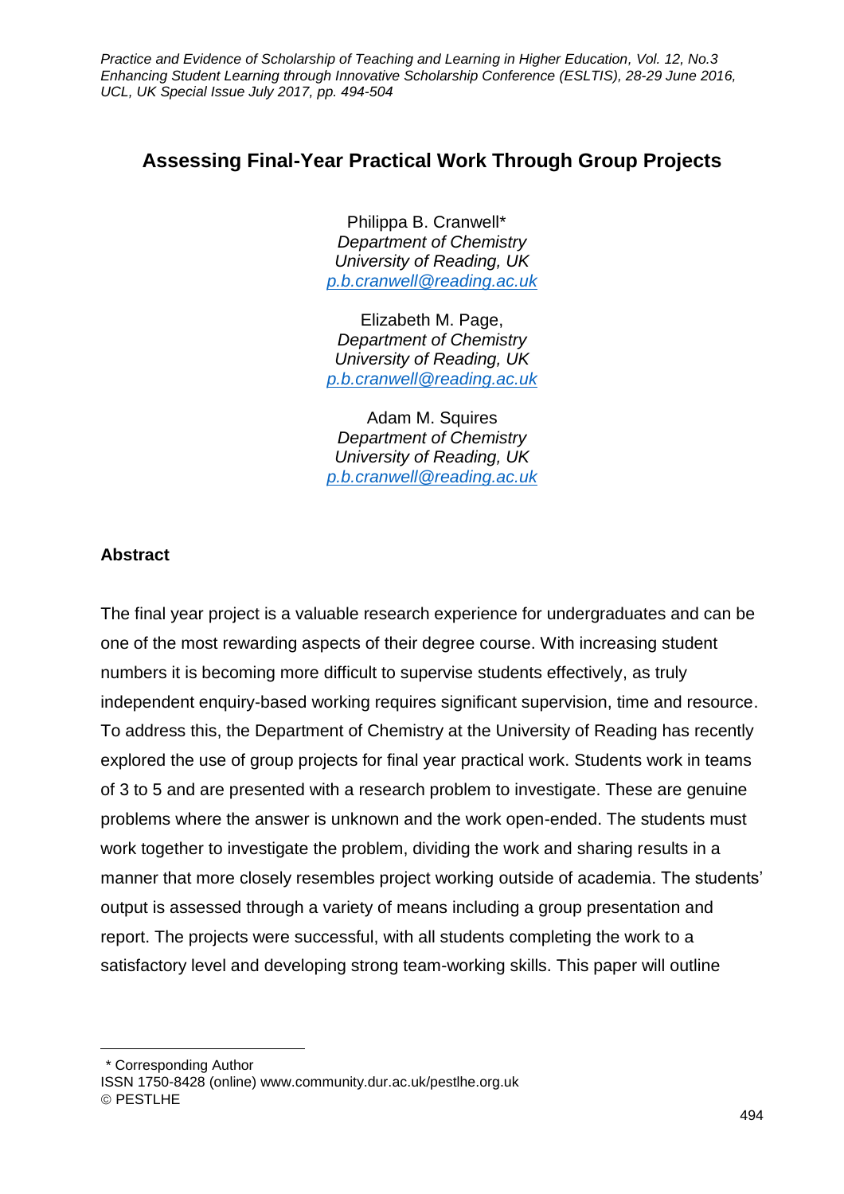# Assessing Final-Year Practical Work Through Group Projects

Philippa B. Cranwell*  
*Department of Chemistry*  
*University of Reading, UK*  
[p.b.cranwell@reading.ac.uk](mailto:p.b.cranwell@reading.ac.uk)

Elizabeth M. Page,  
*Department of Chemistry*  
*University of Reading, UK*  
[p.b.cranwell@reading.ac.uk](mailto:p.b.cranwell@reading.ac.uk)

Adam M. Squires  
*Department of Chemistry*  
*University of Reading, UK*  
[p.b.cranwell@reading.ac.uk](mailto:p.b.cranwell@reading.ac.uk)

## Abstract

The final year project is a valuable research experience for undergraduates and can be one of the most rewarding aspects of their degree course. With increasing student numbers it is becoming more difficult to supervise students effectively, as truly independent enquiry-based working requires significant supervision, time and resource. To address this, the Department of Chemistry at the University of Reading has recently explored the use of group projects for final year practical work. Students work in teams of 3 to 5 and are presented with a research problem to investigate. These are genuine problems where the answer is unknown and the work open-ended. The students must work together to investigate the problem, dividing the work and sharing results in a manner that more closely resembles project working outside of academia. The students' output is assessed through a variety of means including a group presentation and report. The projects were successful, with all students completing the work to a satisfactory level and developing strong team-working skills. This paper will outline

\* Corresponding Author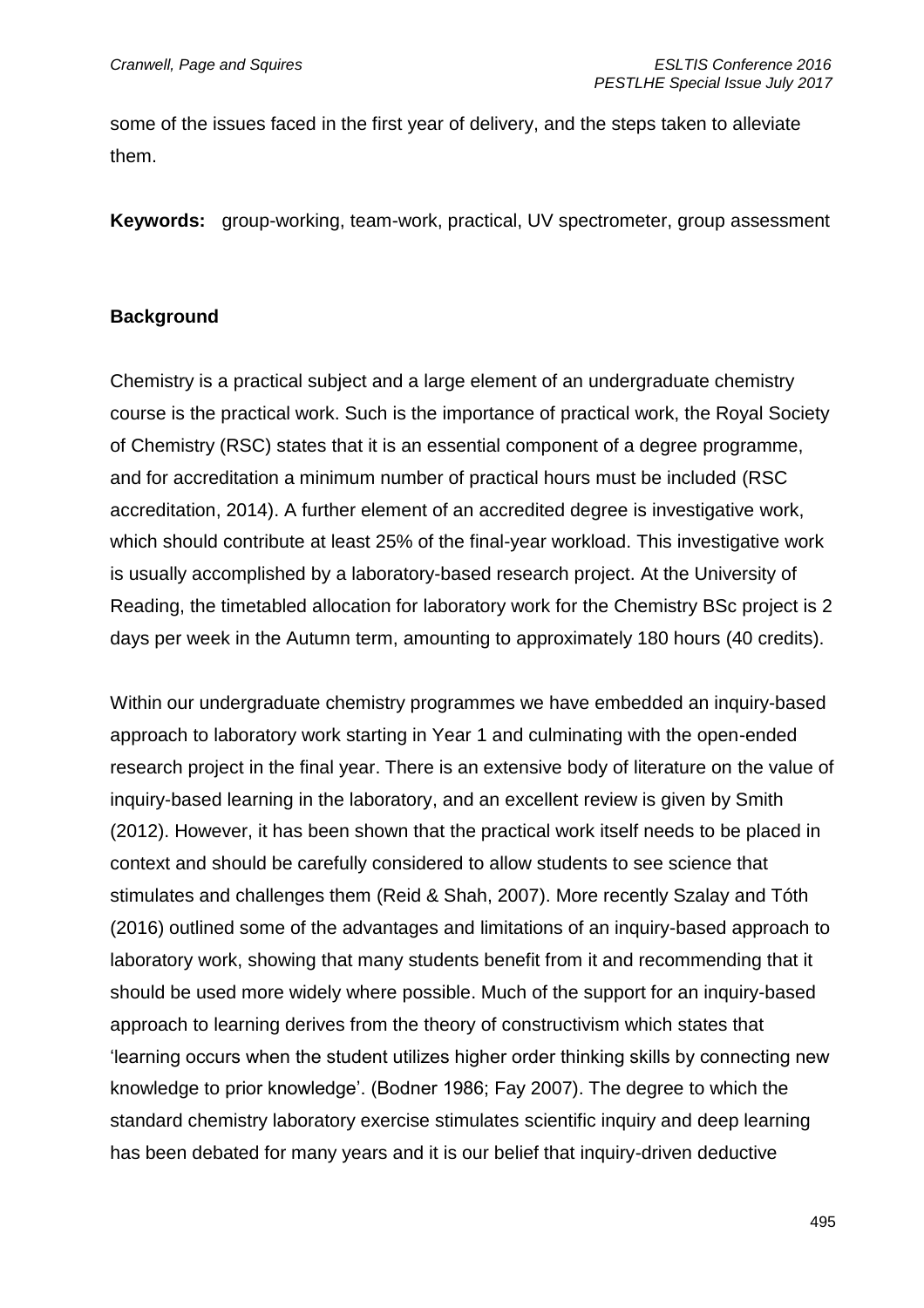some of the issues faced in the first year of delivery, and the steps taken to alleviate them.

**Keywords:** group-working, team-work, practical, UV spectrometer, group assessment

## Background

Chemistry is a practical subject and a large element of an undergraduate chemistry course is the practical work. Such is the importance of practical work, the Royal Society of Chemistry (RSC) states that it is an essential component of a degree programme, and for accreditation a minimum number of practical hours must be included (RSC accreditation, 2014). A further element of an accredited degree is investigative work, which should contribute at least 25% of the final-year workload. This investigative work is usually accomplished by a laboratory-based research project. At the University of Reading, the timetabled allocation for laboratory work for the Chemistry BSc project is 2 days per week in the Autumn term, amounting to approximately 180 hours (40 credits).

Within our undergraduate chemistry programmes we have embedded an inquiry-based approach to laboratory work starting in Year 1 and culminating with the open-ended research project in the final year. There is an extensive body of literature on the value of inquiry-based learning in the laboratory, and an excellent review is given by Smith (2012). However, it has been shown that the practical work itself needs to be placed in context and should be carefully considered to allow students to see science that stimulates and challenges them (Reid & Shah, 2007). More recently Szalay and Tóth (2016) outlined some of the advantages and limitations of an inquiry-based approach to laboratory work, showing that many students benefit from it and recommending that it should be used more widely where possible. Much of the support for an inquiry-based approach to learning derives from the theory of constructivism which states that 'learning occurs when the student utilizes higher order thinking skills by connecting new knowledge to prior knowledge'. (Bodner 1986; Fay 2007). The degree to which the standard chemistry laboratory exercise stimulates scientific inquiry and deep learning has been debated for many years and it is our belief that inquiry-driven deductive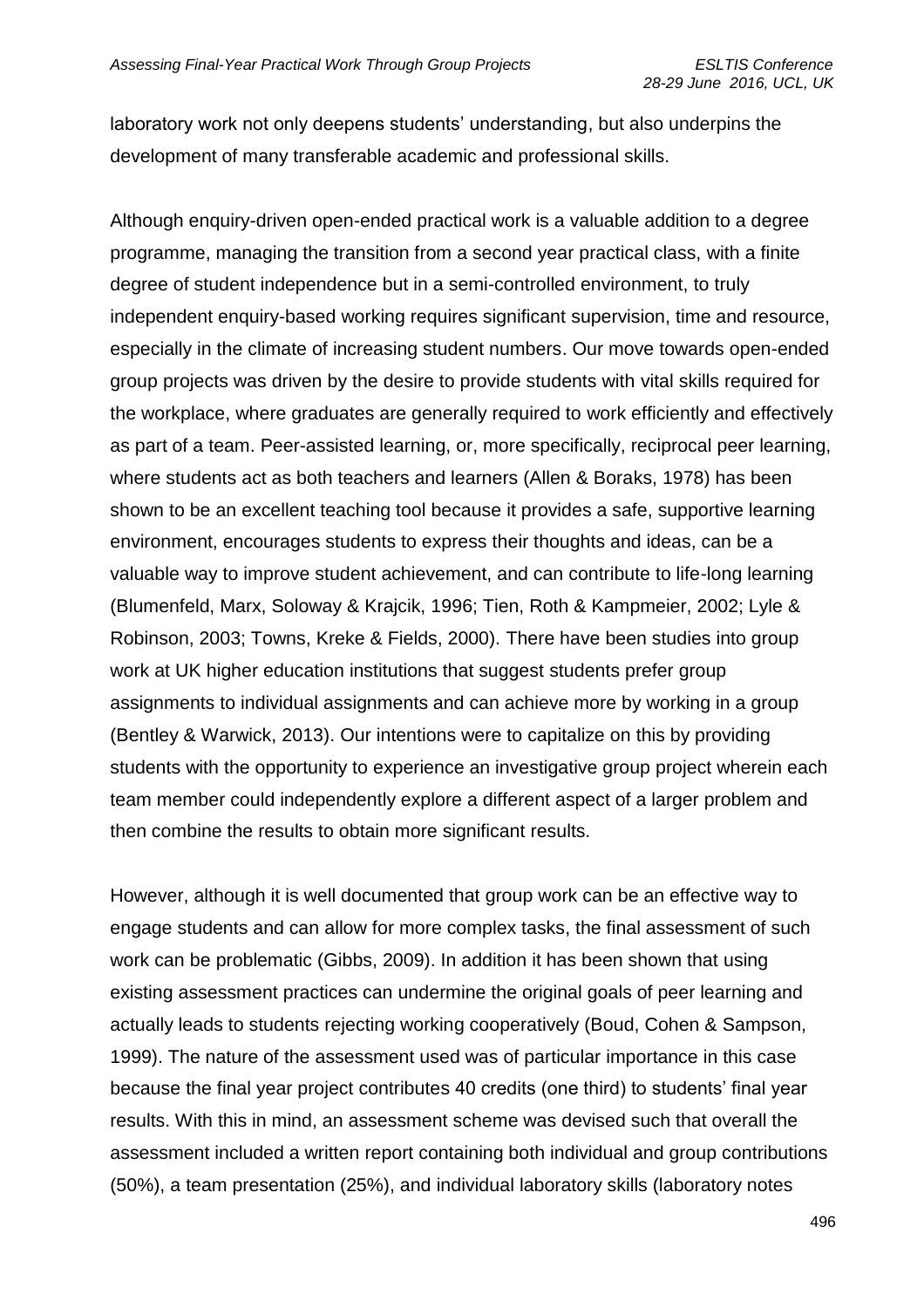laboratory work not only deepens students' understanding, but also underpins the development of many transferable academic and professional skills.

Although enquiry-driven open-ended practical work is a valuable addition to a degree programme, managing the transition from a second year practical class, with a finite degree of student independence but in a semi-controlled environment, to truly independent enquiry-based working requires significant supervision, time and resource, especially in the climate of increasing student numbers. Our move towards open-ended group projects was driven by the desire to provide students with vital skills required for the workplace, where graduates are generally required to work efficiently and effectively as part of a team. Peer-assisted learning, or, more specifically, reciprocal peer learning, where students act as both teachers and learners (Allen & Boraks, 1978) has been shown to be an excellent teaching tool because it provides a safe, supportive learning environment, encourages students to express their thoughts and ideas, can be a valuable way to improve student achievement, and can contribute to life-long learning (Blumenfeld, Marx, Soloway & Krajcik, 1996; Tien, Roth & Kampmeier, 2002; Lyle & Robinson, 2003; Towns, Kreke & Fields, 2000). There have been studies into group work at UK higher education institutions that suggest students prefer group assignments to individual assignments and can achieve more by working in a group (Bentley & Warwick, 2013). Our intentions were to capitalize on this by providing students with the opportunity to experience an investigative group project wherein each team member could independently explore a different aspect of a larger problem and then combine the results to obtain more significant results.

However, although it is well documented that group work can be an effective way to engage students and can allow for more complex tasks, the final assessment of such work can be problematic (Gibbs, 2009). In addition it has been shown that using existing assessment practices can undermine the original goals of peer learning and actually leads to students rejecting working cooperatively (Boud, Cohen & Sampson, 1999). The nature of the assessment used was of particular importance in this case because the final year project contributes 40 credits (one third) to students' final year results. With this in mind, an assessment scheme was devised such that overall the assessment included a written report containing both individual and group contributions (50%), a team presentation (25%), and individual laboratory skills (laboratory notes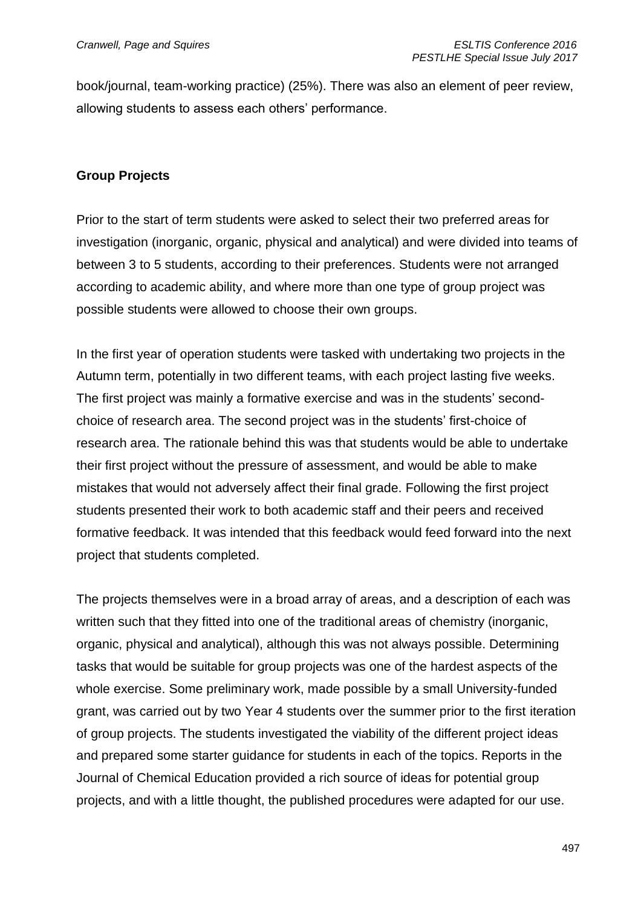book/journal, team-working practice) (25%). There was also an element of peer review, allowing students to assess each others' performance.

## Group Projects

Prior to the start of term students were asked to select their two preferred areas for investigation (inorganic, organic, physical and analytical) and were divided into teams of between 3 to 5 students, according to their preferences. Students were not arranged according to academic ability, and where more than one type of group project was possible students were allowed to choose their own groups.

In the first year of operation students were tasked with undertaking two projects in the Autumn term, potentially in two different teams, with each project lasting five weeks. The first project was mainly a formative exercise and was in the students' second-choice of research area. The second project was in the students' first-choice of research area. The rationale behind this was that students would be able to undertake their first project without the pressure of assessment, and would be able to make mistakes that would not adversely affect their final grade. Following the first project students presented their work to both academic staff and their peers and received formative feedback. It was intended that this feedback would feed forward into the next project that students completed.

The projects themselves were in a broad array of areas, and a description of each was written such that they fitted into one of the traditional areas of chemistry (inorganic, organic, physical and analytical), although this was not always possible. Determining tasks that would be suitable for group projects was one of the hardest aspects of the whole exercise. Some preliminary work, made possible by a small University-funded grant, was carried out by two Year 4 students over the summer prior to the first iteration of group projects. The students investigated the viability of the different project ideas and prepared some starter guidance for students in each of the topics. Reports in the Journal of Chemical Education provided a rich source of ideas for potential group projects, and with a little thought, the published procedures were adapted for our use.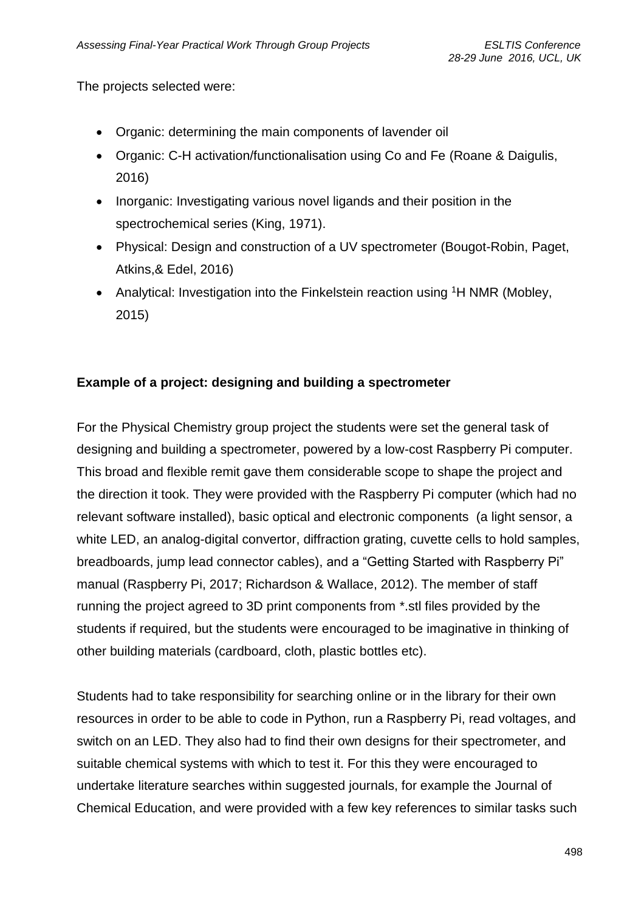The projects selected were:

- Organic: determining the main components of lavender oil
- Organic: C-H activation/functionalisation using Co and Fe (Roane & Daigulis, 2016)
- Inorganic: Investigating various novel ligands and their position in the spectrochemical series (King, 1971).
- Physical: Design and construction of a UV spectrometer (Bougot-Robin, Paget, Atkins,& Edel, 2016)
- Analytical: Investigation into the Finkelstein reaction using $^{1}$H NMR (Mobley, 2015)

**Example of a project: designing and building a spectrometer**

For the Physical Chemistry group project the students were set the general task of designing and building a spectrometer, powered by a low-cost Raspberry Pi computer. This broad and flexible remit gave them considerable scope to shape the project and the direction it took. They were provided with the Raspberry Pi computer (which had no relevant software installed), basic optical and electronic components (a light sensor, a white LED, an analog-digital convertor, diffraction grating, cuvette cells to hold samples, breadboards, jump lead connector cables), and a "Getting Started with Raspberry Pi" manual (Raspberry Pi, 2017; Richardson & Wallace, 2012). The member of staff running the project agreed to 3D print components from *.stl files provided by the students if required, but the students were encouraged to be imaginative in thinking of other building materials (cardboard, cloth, plastic bottles etc).

Students had to take responsibility for searching online or in the library for their own resources in order to be able to code in Python, run a Raspberry Pi, read voltages, and switch on an LED. They also had to find their own designs for their spectrometer, and suitable chemical systems with which to test it. For this they were encouraged to undertake literature searches within suggested journals, for example the Journal of Chemical Education, and were provided with a few key references to similar tasks such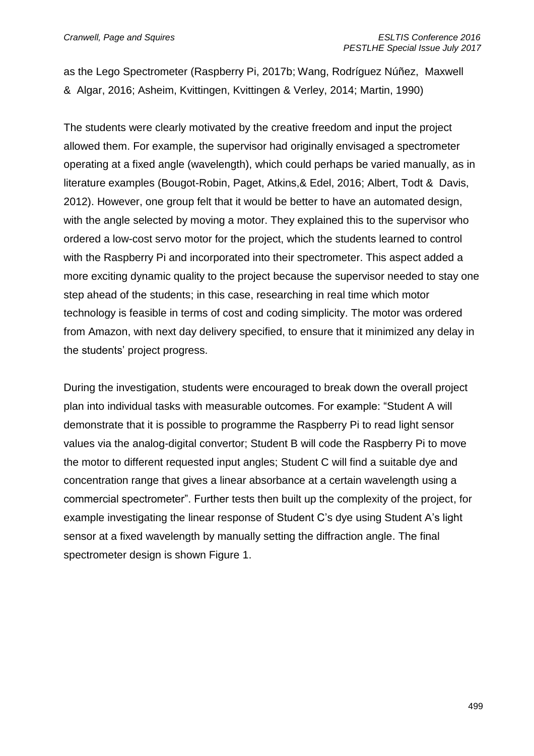as the Lego Spectrometer (Raspberry Pi, 2017b; Wang, Rodríguez Núñez, Maxwell & Algar, 2016; Asheim, Kvittingen, Kvittingen & Verley, 2014; Martin, 1990)

The students were clearly motivated by the creative freedom and input the project allowed them. For example, the supervisor had originally envisaged a spectrometer operating at a fixed angle (wavelength), which could perhaps be varied manually, as in literature examples (Bougot-Robin, Paget, Atkins,& Edel, 2016; Albert, Todt & Davis, 2012). However, one group felt that it would be better to have an automated design, with the angle selected by moving a motor. They explained this to the supervisor who ordered a low-cost servo motor for the project, which the students learned to control with the Raspberry Pi and incorporated into their spectrometer. This aspect added a more exciting dynamic quality to the project because the supervisor needed to stay one step ahead of the students; in this case, researching in real time which motor technology is feasible in terms of cost and coding simplicity. The motor was ordered from Amazon, with next day delivery specified, to ensure that it minimized any delay in the students' project progress.

During the investigation, students were encouraged to break down the overall project plan into individual tasks with measurable outcomes. For example: "Student A will demonstrate that it is possible to programme the Raspberry Pi to read light sensor values via the analog-digital convertor; Student B will code the Raspberry Pi to move the motor to different requested input angles; Student C will find a suitable dye and concentration range that gives a linear absorbance at a certain wavelength using a commercial spectrometer". Further tests then built up the complexity of the project, for example investigating the linear response of Student C's dye using Student A's light sensor at a fixed wavelength by manually setting the diffraction angle. The final spectrometer design is shown Figure 1.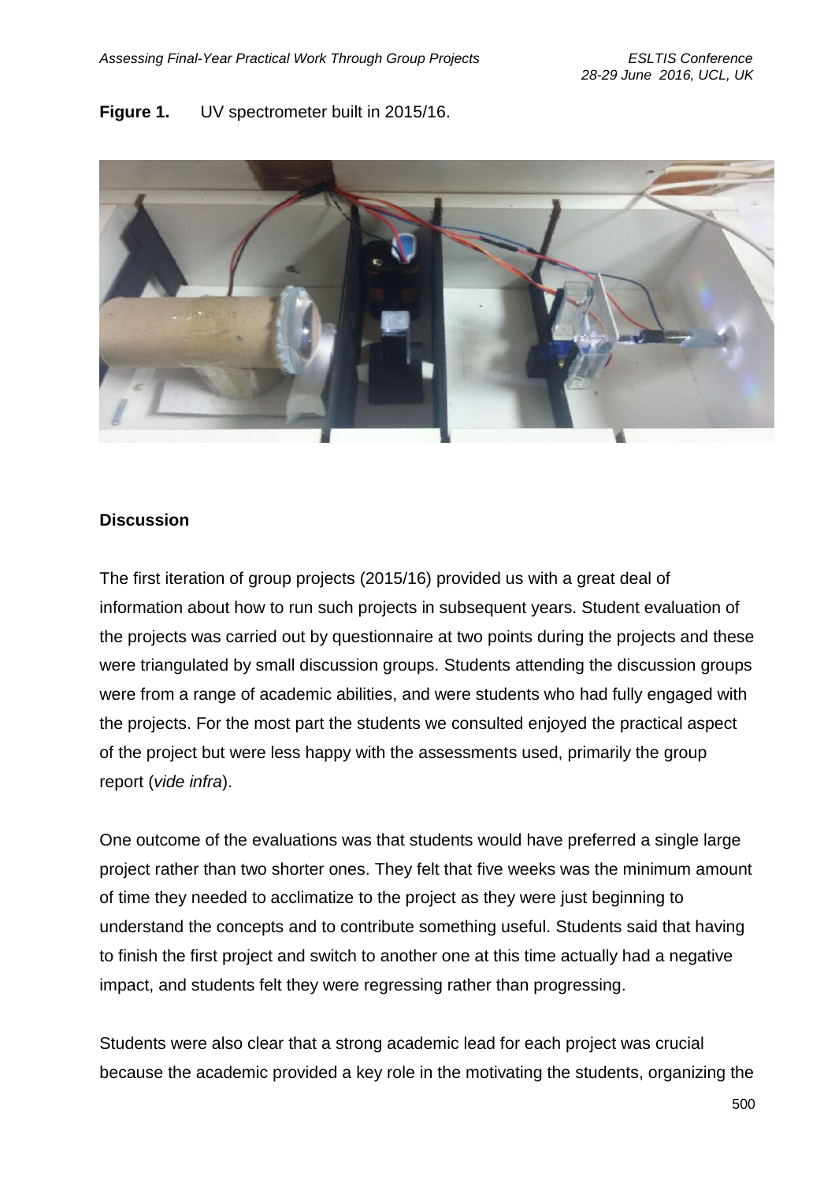**Figure 1.** UV spectrometer built in 2015/16.

## Discussion

The first iteration of group projects (2015/16) provided us with a great deal of information about how to run such projects in subsequent years. Student evaluation of the projects was carried out by questionnaire at two points during the projects and these were triangulated by small discussion groups. Students attending the discussion groups were from a range of academic abilities, and were students who had fully engaged with the projects. For the most part the students we consulted enjoyed the practical aspect of the project but were less happy with the assessments used, primarily the group report (*vide infra*).

One outcome of the evaluations was that students would have preferred a single large project rather than two shorter ones. They felt that five weeks was the minimum amount of time they needed to acclimatize to the project as they were just beginning to understand the concepts and to contribute something useful. Students said that having to finish the first project and switch to another one at this time actually had a negative impact, and students felt they were regressing rather than progressing.

Students were also clear that a strong academic lead for each project was crucial because the academic provided a key role in the motivating the students, organizing the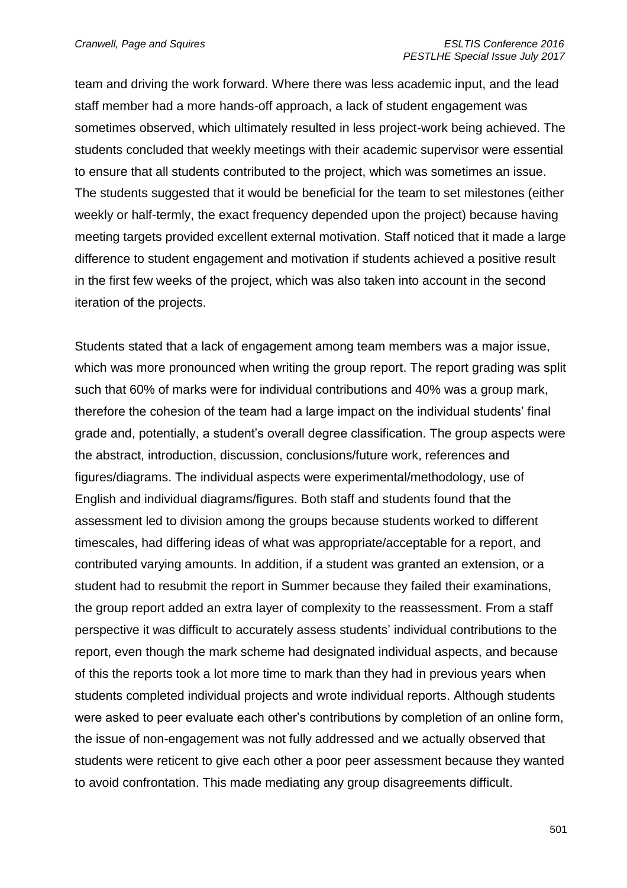team and driving the work forward. Where there was less academic input, and the lead staff member had a more hands-off approach, a lack of student engagement was sometimes observed, which ultimately resulted in less project-work being achieved. The students concluded that weekly meetings with their academic supervisor were essential to ensure that all students contributed to the project, which was sometimes an issue. The students suggested that it would be beneficial for the team to set milestones (either weekly or half-termly, the exact frequency depended upon the project) because having meeting targets provided excellent external motivation. Staff noticed that it made a large difference to student engagement and motivation if students achieved a positive result in the first few weeks of the project, which was also taken into account in the second iteration of the projects.

Students stated that a lack of engagement among team members was a major issue, which was more pronounced when writing the group report. The report grading was split such that 60% of marks were for individual contributions and 40% was a group mark, therefore the cohesion of the team had a large impact on the individual students' final grade and, potentially, a student's overall degree classification. The group aspects were the abstract, introduction, discussion, conclusions/future work, references and figures/diagrams. The individual aspects were experimental/methodology, use of English and individual diagrams/figures. Both staff and students found that the assessment led to division among the groups because students worked to different timescales, had differing ideas of what was appropriate/acceptable for a report, and contributed varying amounts. In addition, if a student was granted an extension, or a student had to resubmit the report in Summer because they failed their examinations, the group report added an extra layer of complexity to the reassessment. From a staff perspective it was difficult to accurately assess students' individual contributions to the report, even though the mark scheme had designated individual aspects, and because of this the reports took a lot more time to mark than they had in previous years when students completed individual projects and wrote individual reports. Although students were asked to peer evaluate each other's contributions by completion of an online form, the issue of non-engagement was not fully addressed and we actually observed that students were reticent to give each other a poor peer assessment because they wanted to avoid confrontation. This made mediating any group disagreements difficult.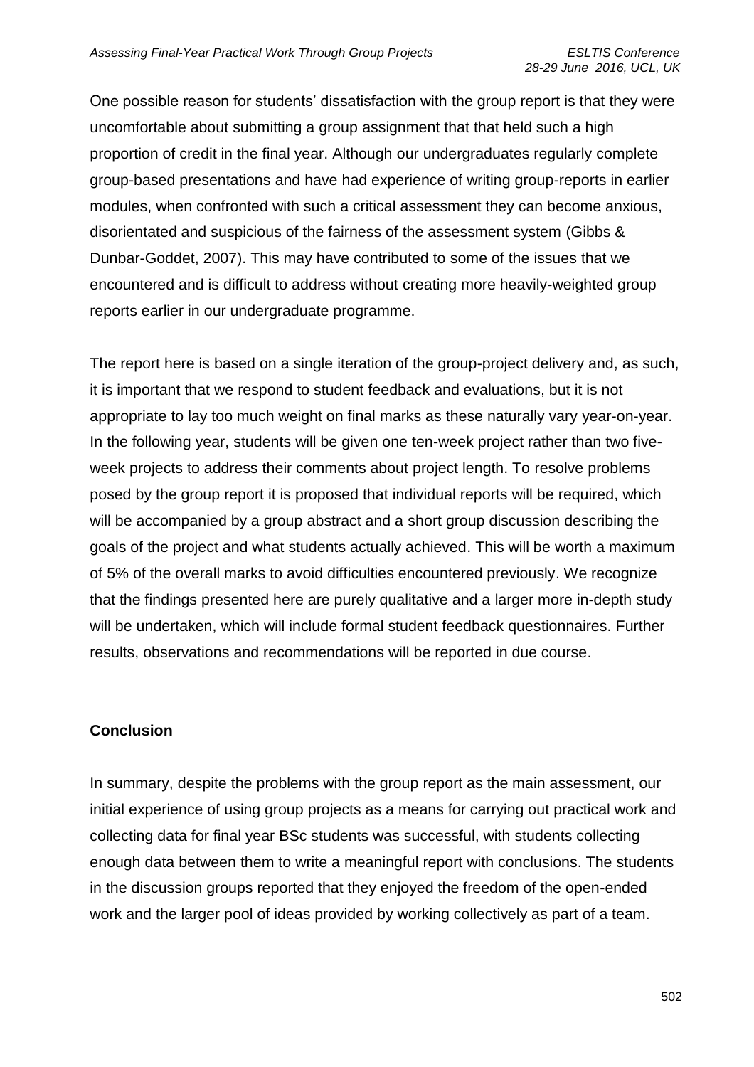One possible reason for students' dissatisfaction with the group report is that they were uncomfortable about submitting a group assignment that that held such a high proportion of credit in the final year. Although our undergraduates regularly complete group-based presentations and have had experience of writing group-reports in earlier modules, when confronted with such a critical assessment they can become anxious, disorientated and suspicious of the fairness of the assessment system (Gibbs & Dunbar-Goddet, 2007). This may have contributed to some of the issues that we encountered and is difficult to address without creating more heavily-weighted group reports earlier in our undergraduate programme.

The report here is based on a single iteration of the group-project delivery and, as such, it is important that we respond to student feedback and evaluations, but it is not appropriate to lay too much weight on final marks as these naturally vary year-on-year. In the following year, students will be given one ten-week project rather than two five-week projects to address their comments about project length. To resolve problems posed by the group report it is proposed that individual reports will be required, which will be accompanied by a group abstract and a short group discussion describing the goals of the project and what students actually achieved. This will be worth a maximum of 5% of the overall marks to avoid difficulties encountered previously. We recognize that the findings presented here are purely qualitative and a larger more in-depth study will be undertaken, which will include formal student feedback questionnaires. Further results, observations and recommendations will be reported in due course.

## Conclusion

In summary, despite the problems with the group report as the main assessment, our initial experience of using group projects as a means for carrying out practical work and collecting data for final year BSc students was successful, with students collecting enough data between them to write a meaningful report with conclusions. The students in the discussion groups reported that they enjoyed the freedom of the open-ended work and the larger pool of ideas provided by working collectively as part of a team.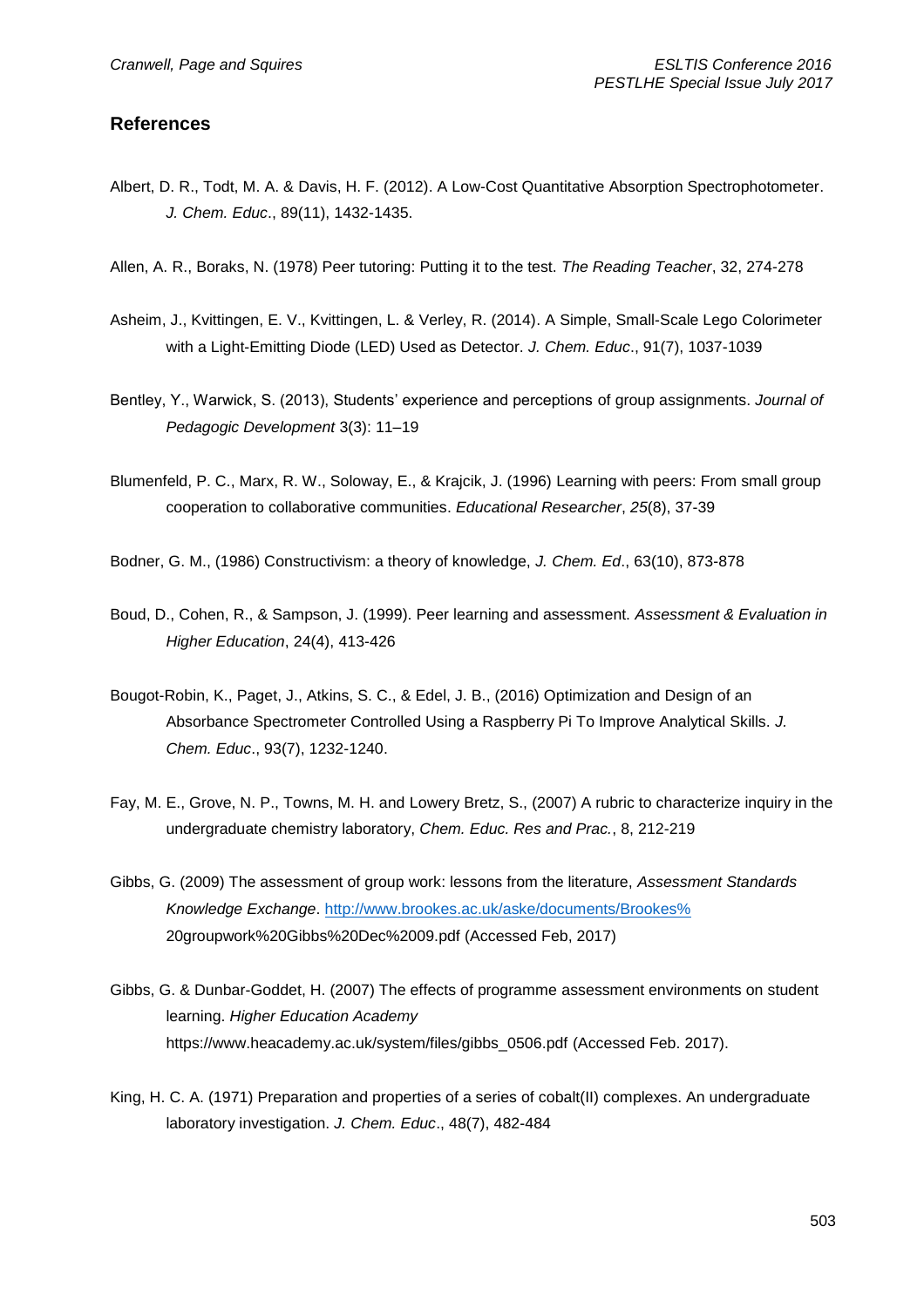## References

Albert, D. R., Todt, M. A. & Davis, H. F. (2012). A Low-Cost Quantitative Absorption Spectrophotometer. *J. Chem. Educ*., 89(11), 1432-1435.

Allen, A. R., Boraks, N. (1978) Peer tutoring: Putting it to the test. *The Reading Teacher*, 32, 274-278

Asheim, J., Kvittingen, E. V., Kvittingen, L. & Verley, R. (2014). A Simple, Small-Scale Lego Colorimeter with a Light-Emitting Diode (LED) Used as Detector. *J. Chem. Educ*., 91(7), 1037-1039

Bentley, Y., Warwick, S. (2013), Students' experience and perceptions of group assignments. *Journal of Pedagogic Development* 3(3): 11–19

Blumenfeld, P. C., Marx, R. W., Soloway, E., & Krajcik, J. (1996) Learning with peers: From small group cooperation to collaborative communities. *Educational Researcher*, *25*(8), 37-39

Bodner, G. M., (1986) Constructivism: a theory of knowledge, *J. Chem. Ed*., 63(10), 873-878

Boud, D., Cohen, R., & Sampson, J. (1999). Peer learning and assessment. *Assessment & Evaluation in Higher Education*, 24(4), 413-426

Bougot-Robin, K., Paget, J., Atkins, S. C., & Edel, J. B., (2016) Optimization and Design of an Absorbance Spectrometer Controlled Using a Raspberry Pi To Improve Analytical Skills. *J. Chem. Educ*., 93(7), 1232-1240.

Fay, M. E., Grove, N. P., Towns, M. H. and Lowery Bretz, S., (2007) A rubric to characterize inquiry in the undergraduate chemistry laboratory, *Chem. Educ. Res and Prac.*, 8, 212-219

Gibbs, G. (2009) The assessment of group work: lessons from the literature, *Assessment Standards Knowledge Exchange*. http://www.brookes.ac.uk/aske/documents/Brookes%20groupwork%20Gibbs%20Dec%2009.pdf (Accessed Feb, 2017)

Gibbs, G. & Dunbar-Goddet, H. (2007) The effects of programme assessment environments on student learning. *Higher Education Academy* https://www.heacademy.ac.uk/system/files/gibbs_0506.pdf (Accessed Feb. 2017).

King, H. C. A. (1971) Preparation and properties of a series of cobalt(II) complexes. An undergraduate laboratory investigation. *J. Chem. Educ*., 48(7), 482-484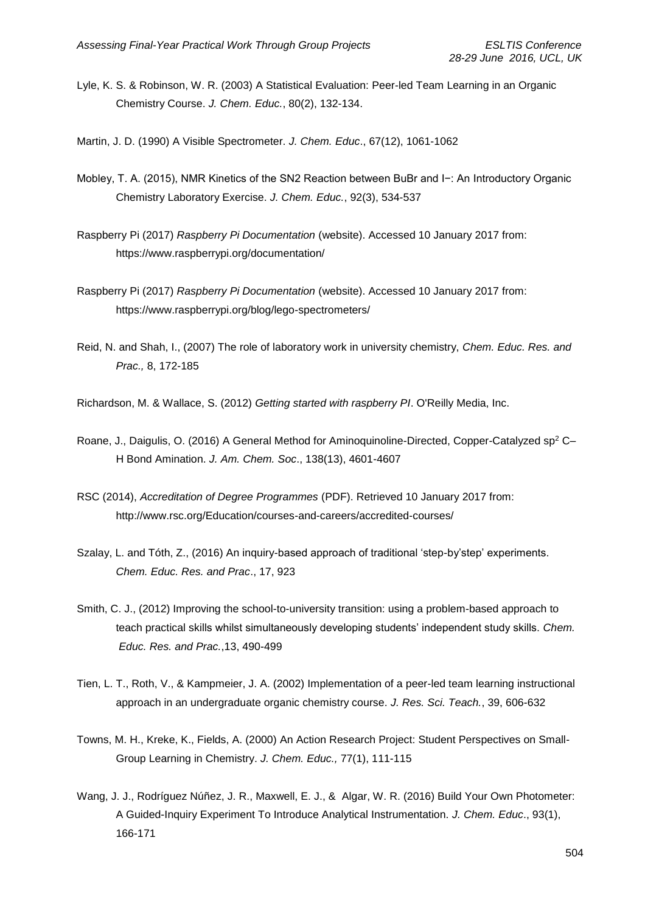Lyle, K. S. & Robinson, W. R. (2003) A Statistical Evaluation: Peer-led Team Learning in an Organic Chemistry Course. *J. Chem. Educ.*, 80(2), 132-134.

Martin, J. D. (1990) A Visible Spectrometer. *J. Chem. Educ*., 67(12), 1061-1062

Mobley, T. A. (2015), NMR Kinetics of the SN2 Reaction between BuBr and I−: An Introductory Organic Chemistry Laboratory Exercise. *J. Chem. Educ.*, 92(3), 534-537

Raspberry Pi (2017) *Raspberry Pi Documentation* (website). Accessed 10 January 2017 from: https://www.raspberrypi.org/documentation/

Raspberry Pi (2017) *Raspberry Pi Documentation* (website). Accessed 10 January 2017 from: https://www.raspberrypi.org/blog/lego-spectrometers/

Reid, N. and Shah, I., (2007) The role of laboratory work in university chemistry, *Chem. Educ. Res. and Prac.,* 8, 172-185

Richardson, M. & Wallace, S. (2012) *Getting started with raspberry PI*. O'Reilly Media, Inc.

Roane, J., Daigulis, O. (2016) A General Method for Aminoquinoline-Directed, Copper-Catalyzed sp$^2$ C–H Bond Amination. *J. Am. Chem. Soc*., 138(13), 4601-4607

RSC (2014), *Accreditation of Degree Programmes* (PDF). Retrieved 10 January 2017 from: http://www.rsc.org/Education/courses-and-careers/accredited-courses/

Szalay, L. and Tóth, Z., (2016) An inquiry-based approach of traditional 'step-by'step' experiments. *Chem. Educ. Res. and Prac*., 17, 923

Smith, C. J., (2012) Improving the school-to-university transition: using a problem-based approach to teach practical skills whilst simultaneously developing students' independent study skills. *Chem. Educ. Res. and Prac.*,13, 490-499

Tien, L. T., Roth, V., & Kampmeier, J. A. (2002) Implementation of a peer-led team learning instructional approach in an undergraduate organic chemistry course. *J. Res. Sci. Teach.*, 39, 606-632

Towns, M. H., Kreke, K., Fields, A. (2000) An Action Research Project: Student Perspectives on Small-Group Learning in Chemistry. *J. Chem. Educ.,* 77(1), 111-115

Wang, J. J., Rodríguez Núñez, J. R., Maxwell, E. J., & Algar, W. R. (2016) Build Your Own Photometer: A Guided-Inquiry Experiment To Introduce Analytical Instrumentation. *J. Chem. Educ*., 93(1), 166-171